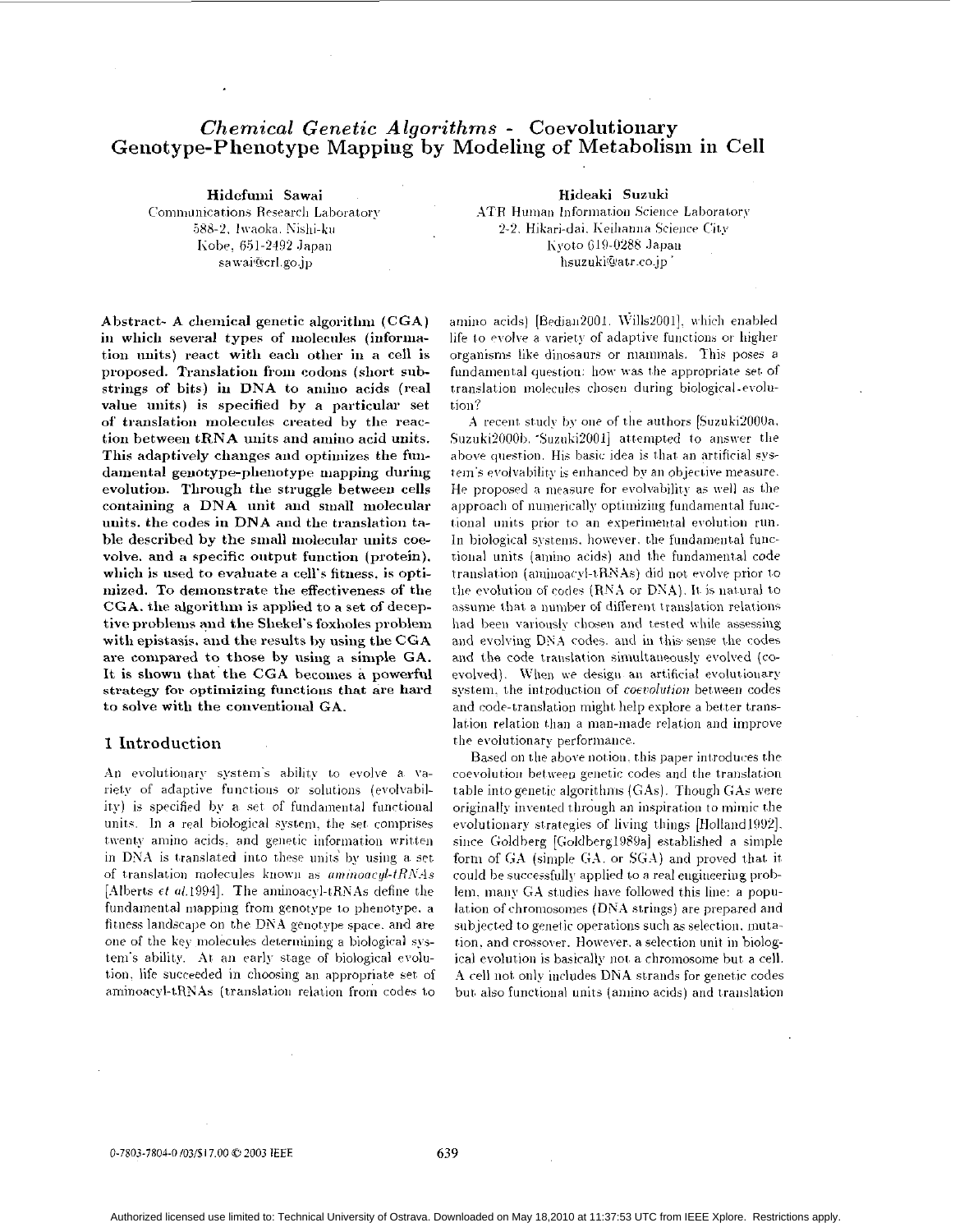# *Chemical Genetic Algorithms* - Coevolutionary Genotype-Phenotype Mapping by Modeling of Metabolism in Cell

**Hidefumi Sawai**
Communications Research Laboratory
588-2, Iwaoka, Nishi-ku
Kobe, 651-2492 Japan
sawai@crl.go.jp

**Hideaki Suzuki**
ATR Human Information Science Laboratory
2-2, Hikari-dai, Keihanna Science City
Kyoto 619-0288 Japan
hsuzuki@atr.co.jp

**Abstract- A chemical genetic algorithm (CGA) in which several types of molecules (information units) react with each other in a cell is proposed. Translation from codons (short substrings of bits) in DNA to amino acids (real value units) is specified by a particular set of translation molecules created by the reaction between tRNA units and amino acid units. This adaptively changes and optimizes the fundamental genotype-phenotype mapping during evolution. Through the struggle between cells containing a DNA unit and small molecular units, the codes in DNA and the translation table described by the small molecular units coevolve, and a specific output function (protein), which is used to evaluate a cell's fitness, is optimized. To demonstrate the effectiveness of the CGA, the algorithm is applied to a set of deceptive problems and the Shekel's foxholes problem with epistasis, and the results by using the CGA are compared to those by using a simple GA. It is shown that the CGA becomes a powerful strategy for optimizing functions that are hard to solve with the conventional GA.**

## 1 Introduction

An evolutionary system's ability to evolve a variety of adaptive functions or solutions (evolvability) is specified by a set of fundamental functional units. In a real biological system, the set comprises twenty amino acids, and genetic information written in DNA is translated into these units by using a set of translation molecules known as *aminoacyl-tRNAs* [Alberts *et al.*1994]. The aminoacyl-tRNAs define the fundamental mapping from genotype to phenotype, a fitness landscape on the DNA genotype space, and are one of the key molecules determining a biological system's ability. At an early stage of biological evolution, life succeeded in choosing an appropriate set of aminoacyl-tRNAs (translation relation from codes to amino acids) [Bedian2001, Wills2001], which enabled life to evolve a variety of adaptive functions or higher organisms like dinosaurs or mammals. This poses a fundamental question: how was the appropriate set of translation molecules chosen during biological evolution?

A recent study by one of the authors [Suzuki2000a, Suzuki2000b, Suzuki2001] attempted to answer the above question. His basic idea is that an artificial system's evolvability is enhanced by an objective measure. He proposed a measure for evolvability as well as the approach of numerically optimizing fundamental functional units prior to an experimental evolution run. In biological systems, however, the fundamental functional units (amino acids) and the fundamental code translation (aminoacyl-tRNAs) did not evolve prior to the evolution of codes (RNA or DNA). It is natural to assume that a number of different translation relations had been variously chosen and tested while assessing and evolving DNA codes, and in this sense the codes and the code translation simultaneously evolved (coevolved). When we design an artificial evolutionary system, the introduction of *coevolution* between codes and code-translation might help explore a better translation relation than a man-made relation and improve the evolutionary performance.

Based on the above notion, this paper introduces the coevolution between genetic codes and the translation table into genetic algorithms (GAs). Though GAs were originally invented through an inspiration to mimic the evolutionary strategies of living things [Holland1992], since Goldberg [Goldberg1989a] established a simple form of GA (simple GA, or SGA) and proved that it could be successfully applied to a real engineering problem, many GA studies have followed this line: a population of chromosomes (DNA strings) are prepared and subjected to genetic operations such as selection, mutation, and crossover. However, a selection unit in biological evolution is basically not a chromosome but a cell. A cell not only includes DNA strands for genetic codes but also functional units (amino acids) and translation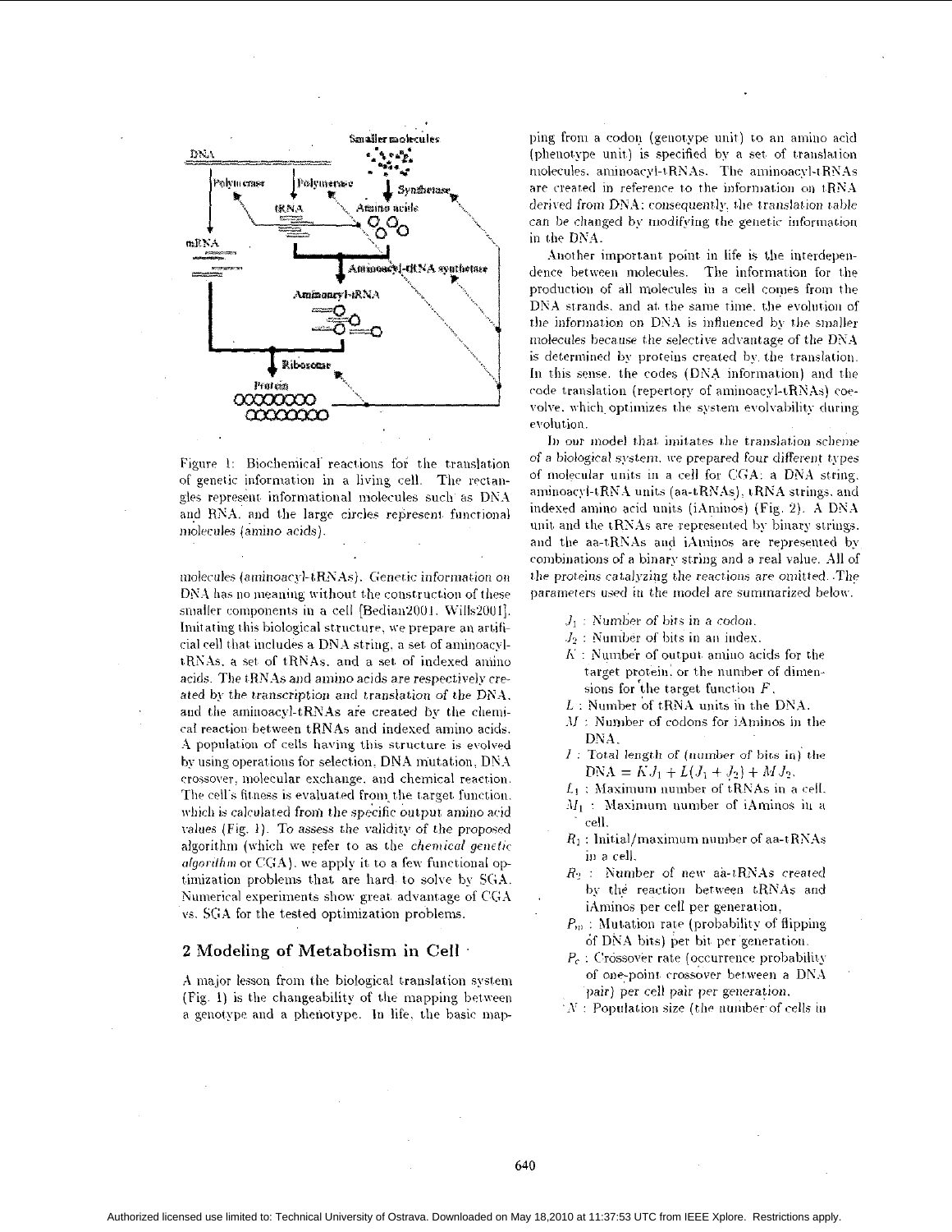Figure 1: Biochemical reactions for the translation of genetic information in a living cell. The rectangles represent informational molecules such as DNA and RNA, and the large circles represent functional molecules (amino acids).

molecules (aminoacyl-tRNAs). Genetic information on DNA has no meaning without the construction of these smaller components in a cell [Bedian2001, Wills2001]. Imitating this biological structure, we prepare an artificial cell that includes a DNA string, a set of aminoacyl-tRNAs, a set of tRNAs, and a set of indexed amino acids. The tRNAs and amino acids are respectively created by the transcription and translation of the DNA, and the aminoacyl-tRNAs are created by the chemical reaction between tRNAs and indexed amino acids. A population of cells having this structure is evolved by using operations for selection, DNA mutation, DNA crossover, molecular exchange, and chemical reaction. The cell's fitness is evaluated from the target function, which is calculated from the specific output amino acid values (Fig. 1). To assess the validity of the proposed algorithm (which we refer to as the *chemical genetic algorithm* or CGA), we apply it to a few functional optimization problems that are hard to solve by SGA. Numerical experiments show great advantage of CGA vs. SGA for the tested optimization problems.

## 2 Modeling of Metabolism in Cell

A major lesson from the biological translation system (Fig. 1) is the changeability of the mapping between a genotype and a phenotype. In life, the basic mapping from a codon (genotype unit) to an amino acid (phenotype unit) is specified by a set of translation molecules, aminoacyl-tRNAs. The aminoacyl-tRNAs are created in reference to the information on tRNA derived from DNA; consequently, the translation table can be changed by modifying the genetic information in the DNA.

Another important point in life is the interdependence between molecules. The information for the production of all molecules in a cell comes from the DNA strands, and at the same time, the evolution of the information on DNA is influenced by the smaller molecules because the selective advantage of the DNA is determined by proteins created by the translation. In this sense, the codes (DNA information) and the code translation (repertory of aminoacyl-tRNAs) coevolve, which optimizes the system evolvability during evolution.

In our model that imitates the translation scheme of a biological system, we prepared four different types of molecular units in a cell for CGA: a DNA string, aminoacyl-tRNA units (aa-tRNAs), tRNA strings, and indexed amino acid units (iAminos) (Fig. 2). A DNA unit and the tRNAs are represented by binary strings, and the aa-tRNAs and iAminos are represented by combinations of a binary string and a real value. All of the proteins catalyzing the reactions are omitted. The parameters used in the model are summarized below.

- $J_1$ : Number of bits in a codon.
- $J_2$ : Number of bits in an index.
- $K$ : Number of output amino acids for the target protein, or the number of dimensions for the target function $F$.
- $L$ : Number of tRNA units in the DNA.
- $M$ : Number of codons for iAminos in the DNA.
- $I$ : Total length of (number of bits in) the DNA $= KJ_1 + L(J_1 + J_2) + MJ_2$.
- $L_1$ : Maximum number of tRNAs in a cell.
- $M_1$ : Maximum number of iAminos in a cell.
- $R_1$ : Initial/maximum number of aa-tRNAs in a cell.
- $R_2$ : Number of new aa-tRNAs created by the reaction between tRNAs and iAminos per cell per generation.
- $P_m$ : Mutation rate (probability of flipping of DNA bits) per bit per generation.
- $P_c$ : Crossover rate (occurrence probability of one-point crossover between a DNA pair) per cell pair per generation.
- $N$ : Population size (the number of cells in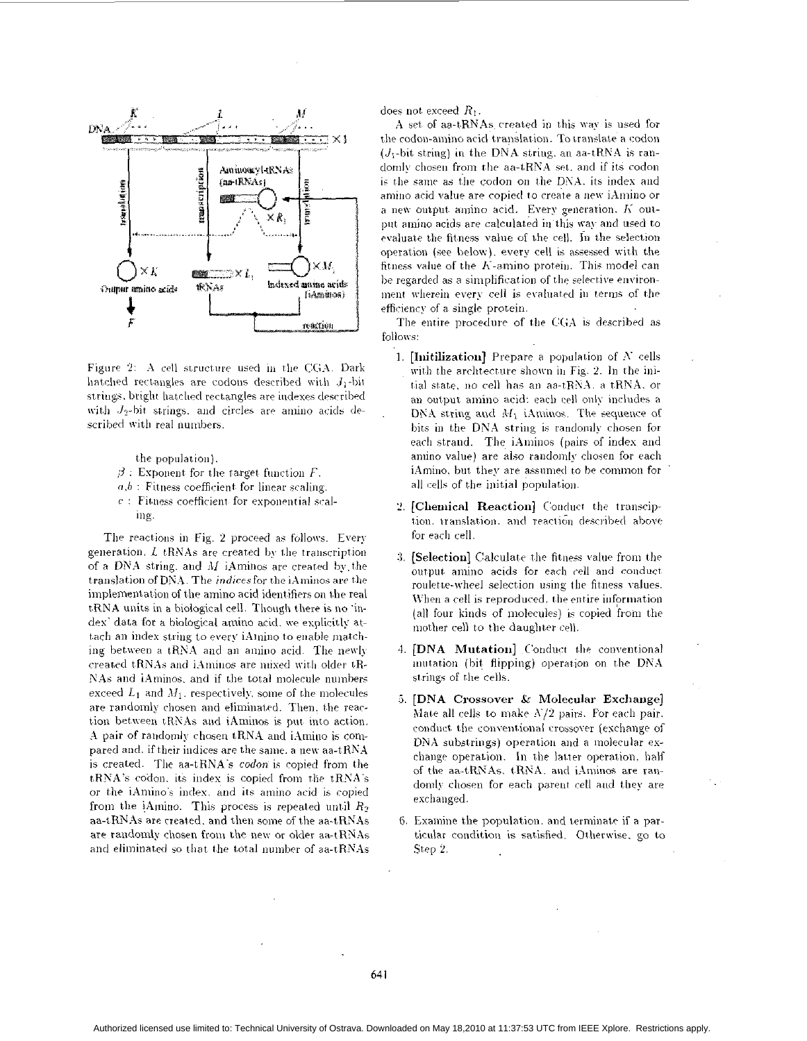Figure 2: A cell structure used in the CGA. Dark hatched rectangles are codons described with $J_1$-bit strings, bright hatched rectangles are indexes described with $J_2$-bit strings, and circles are amino acids described with real numbers.

the population).

- $\beta$ : Exponent for the target function $F$.
- $a,b$ : Fitness coefficient for linear scaling.
- $c$ : Fitness coefficient for exponential scaling.

The reactions in Fig. 2 proceed as follows. Every generation, $L$ tRNAs are created by the transcription of a DNA string, and $M$ iAminos are created by the translation of DNA. The *indices* for the iAminos are the implementation of the amino acid identifiers on the real tRNA units in a biological cell. Though there is no 'index' data for a biological amino acid, we explicitly attach an index string to every iAmino to enable matching between a tRNA and an amino acid. The newly created tRNAs and iAminos are mixed with older tRNAs and iAminos, and if the total molecule numbers exceed $L_1$ and $M_1$, respectively, some of the molecules are randomly chosen and eliminated. Then, the reaction between tRNAs and iAminos is put into action. A pair of randomly chosen tRNA and iAmino is compared and, if their indices are the same, a new aa-tRNA is created. The aa-tRNA's *codon* is copied from the tRNA's codon, its index is copied from the tRNA's or the iAmino's index, and its amino acid is copied from the iAmino. This process is repeated until $R_2$ aa-tRNAs are created, and then some of the aa-tRNAs are randomly chosen from the new or older aa-tRNAs and eliminated so that the total number of aa-tRNAs does not exceed $R_1$.

A set of aa-tRNAs created in this way is used for the codon-amino acid translation. To translate a codon ($J_1$-bit string) in the DNA string, an aa-tRNA is randomly chosen from the aa-tRNA set, and if its codon is the same as the codon on the DNA, its index and amino acid value are copied to create a new iAmino or a new output amino acid. Every generation, $K$ output amino acids are calculated in this way and used to evaluate the fitness value of the cell. In the selection operation (see below), every cell is assessed with the fitness value of the $K$-amino protein. This model can be regarded as a simplification of the selective environment wherein every cell is evaluated in terms of the efficiency of a single protein.

The entire procedure of the CGA is described as follows:

1. **[Initilization]** Prepare a population of $N$ cells with the archtecture shown in Fig. 2. In the initial state, no cell has an aa-tRNA, a tRNA, or an output amino acid; each cell only includes a DNA string and $M_1$ iAminos. The sequence of bits in the DNA string is randomly chosen for each strand. The iAminos (pairs of index and amino value) are also randomly chosen for each iAmino, but they are assumed to be common for all cells of the initial population.

2. **[Chemical Reaction]** Conduct the transciption, translation, and reaction described above for each cell.

3. **[Selection]** Calculate the fitness value from the output amino acids for each cell and conduct roulette-wheel selection using the fitness values. When a cell is reproduced, the entire information (all four kinds of molecules) is copied from the mother cell to the daughter cell.

4. **[DNA Mutation]** Conduct the conventional mutation (bit flipping) operation on the DNA strings of the cells.

5. **[DNA Crossover & Molecular Exchange]** Mate all cells to make $N/2$ pairs. For each pair, conduct the conventional crossover (exchange of DNA substrings) operation and a molecular exchange operation. In the latter operation, half of the aa-tRNAs, tRNA, and iAminos are randomly chosen for each parent cell and they are exchanged.

6. Examine the population, and terminate if a particular condition is satisfied. Otherwise, go to Step 2.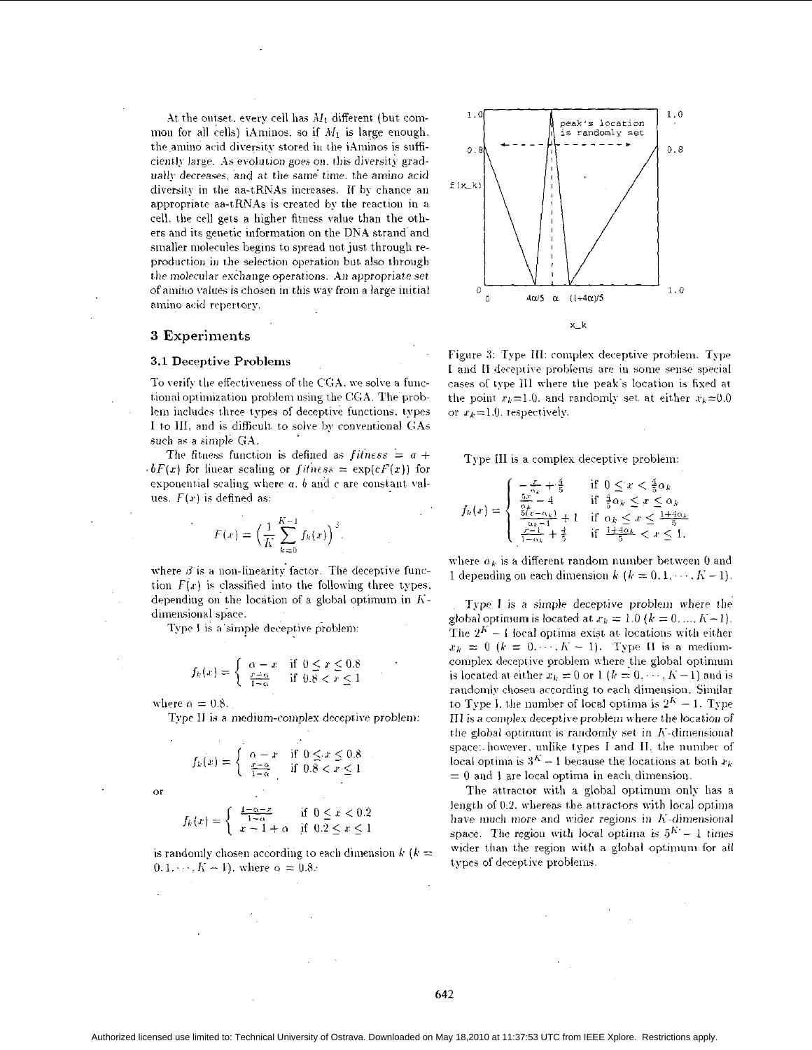At the outset, every cell has $M_1$ different (but common for all cells) iAminos, so if $M_1$ is large enough, the amino acid diversity stored in the iAminos is sufficiently large. As evolution goes on, this diversity gradually decreases, and at the same time, the amino acid diversity in the aa-tRNAs increases. If by chance an appropriate aa-tRNAs is created by the reaction in a cell, the cell gets a higher fitness value than the others and its genetic information on the DNA strand and smaller molecules begins to spread not just through reproduction in the selection operation but also through the *molecular exchange operations*. An appropriate set of amino values is chosen in this way from a large initial amino acid repertory.

## 3 Experiments

### 3.1 Deceptive Problems

To verify the effectiveness of the CGA, we solve a functional optimization problem using the CGA. The problem includes three types of deceptive functions, types I to III, and is difficult to solve by conventional GAs such as a simple GA.

The fitness function is defined as $fitness = a + bF(x)$ for linear scaling or $fitness = \exp(cF(x))$ for exponential scaling where $a$, $b$ and $c$ are constant values. $F(x)$ is defined as:

$$F(x) = \left(\frac{1}{K}\sum_{k=0}^{K-1} f_k(x)\right)^{\beta}.$$

where $\beta$ is a non-linearity factor. The deceptive function $F(x)$ is classified into the following three types, depending on the location of a global optimum in $K$-dimensional space.

Type I is a simple deceptive problem:

$$f_k(x) = \begin{cases} \alpha - x & \text{if } 0 \le x \le 0.8 \\ \frac{x-\alpha}{1-\alpha} & \text{if } 0.8 < x \le 1 \end{cases}$$

where $\alpha = 0.8$.

Type II is a medium-complex deceptive problem:

$$f_k(x) = \begin{cases} \alpha - x & \text{if } 0 \le x \le 0.8 \\ \frac{x-\alpha}{1-\alpha} & \text{if } 0.8 < x \le 1 \end{cases}$$

or

$$f_k(x) = \begin{cases} \frac{1-\alpha-x}{1-\alpha} & \text{if } 0 \le x < 0.2 \\ x - 1 + \alpha & \text{if } 0.2 \le x \le 1 \end{cases}$$

is randomly chosen according to each dimension $k$ ($k = 0, 1, \cdots, K-1$), where $\alpha = 0.8$.

Figure 3: Type III: complex deceptive problem. Type I and II deceptive problems are in some sense special cases of type III where the peak's location is fixed at the point $x_k$=1.0, and randomly set at either $x_k$=0.0 or $x_k$=1.0, respectively.

Type III is a complex deceptive problem:

$$f_k(x) = \begin{cases} -\frac{x}{\alpha_k} + \frac{4}{5} & \text{if } 0 \le x < \frac{4}{5}\alpha_k \\ \frac{5x}{\alpha_k} - 4 & \text{if } \frac{4}{5}\alpha_k \le x \le \alpha_k \\ \frac{5(x-\alpha_k)}{\alpha_k - 1} + 1 & \text{if } \alpha_k \le x \le \frac{1+4\alpha_k}{5} \\ \frac{x-1}{1-\alpha_k} + \frac{4}{5} & \text{if } \frac{1+4\alpha_k}{5} < x \le 1. \end{cases}$$

where $\alpha_k$ is a different random number between 0 and 1 depending on each dimension $k$ ($k = 0, 1, \cdots, K-1$).

Type I is a *simple deceptive problem* where the global optimum is located at $x_k = 1.0$ ($k = 0, ..., K-1$). The $2^K - 1$ local optima exist at locations with either $x_k = 0$ ($k = 0, \cdots, K-1$). Type II is a medium-complex deceptive problem where the global optimum is located at either $x_k = 0$ or 1 ($k = 0, \cdots, K-1$) and is randomly chosen according to each dimension. Similar to Type I, the number of local optima is $2^K - 1$. Type III is a *complex deceptive problem* where the location of the global optimum is randomly set in $K$-dimensional space; however, unlike types I and II, the number of local optima is $3^K - 1$ because the locations at both $x_k$ = 0 and 1 are local optima in each dimension.

The attractor with a global optimum only has a length of 0.2, whereas the attractors with local optima have much more and wider regions in $K$-dimensional space. The region with local optima is $5^K - 1$ times wider than the region with a global optimum for all types of deceptive problems.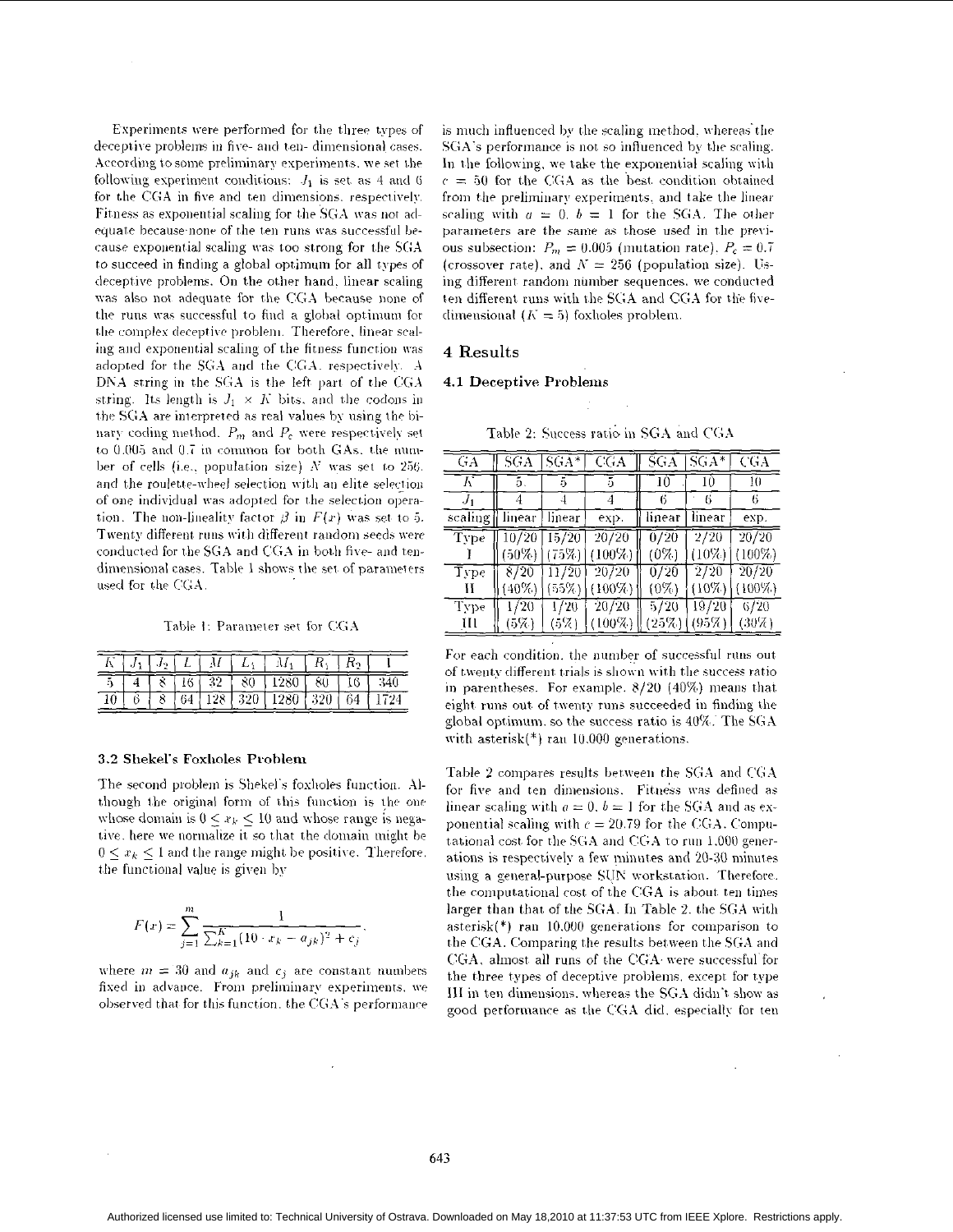Experiments were performed for the three types of deceptive problems in five- and ten- dimensional cases. According to some preliminary experiments, we set the following experiment conditions: $J_1$ is set as 4 and 6 for the CGA in five and ten dimensions, respectively. Fitness as exponential scaling for the SGA was not adequate because none of the ten runs was successful because exponential scaling was too strong for the SGA to succeed in finding a global optimum for all types of deceptive problems. On the other hand, linear scaling was also not adequate for the CGA because none of the runs was successful to find a global optimum for the complex deceptive problem. Therefore, linear scaling and exponential scaling of the fitness function was adopted for the SGA and the CGA, respectively. A DNA string in the SGA is the left part of the CGA string. Its length is $J_1 \times K$ bits, and the codons in the SGA are interpreted as real values by using the binary coding method. $P_m$ and $P_c$ were respectively set to 0.005 and 0.7 in common for both GAs, the number of cells (i.e., population size) $N$ was set to 256, and the roulette-wheel selection with an elite selection of one individual was adopted for the selection operation. The non-linearity factor $\beta$ in $F(x)$ was set to 5. Twenty different runs with different random seeds were conducted for the SGA and CGA in both five- and ten-dimensional cases. Table 1 shows the set of parameters used for the CGA.

Table 1: Parameter set for CGA

| $K$ | $J_1$ | $J_2$ | $L$ | $M$ | $L_1$ | $M_1$ | $R_1$ | $R_2$ | $I$ |
|---|---|---|---|---|---|---|---|---|---|
| 5 | 4 | 8 | 16 | 32 | 80 | 1280 | 80 | 16 | 340 |
| 10 | 6 | 8 | 64 | 128 | 320 | 1280 | 320 | 64 | 1724 |

### 3.2 Shekel's Foxholes Problem

The second problem is Shekel's foxholes function. Although the original form of this function is the one whose domain is $0 \leq x_k \leq 10$ and whose range is negative, here we normalize it so that the domain might be $0 \leq x_k \leq 1$ and the range might be positive. Therefore, the functional value is given by

$$F(x) = \sum_{j=1}^{m} \frac{1}{\sum_{k=1}^{K}(10 \cdot x_k - a_{jk})^2 + c_j},$$

where $m = 30$ and $a_{jk}$ and $c_j$ are constant numbers fixed in advance. From preliminary experiments, we observed that for this function, the CGA's performance is much influenced by the scaling method, whereas the SGA's performance is not so influenced by the scaling. In the following, we take the exponential scaling with $c = 50$ for the CGA as the best condition obtained from the preliminary experiments, and take the linear scaling with $a = 0$, $b = 1$ for the SGA. The other parameters are the same as those used in the previous subsection: $P_m = 0.005$ (mutation rate), $P_c = 0.7$ (crossover rate), and $N = 256$ (population size). Using different random number sequences, we conducted ten different runs with the SGA and CGA for the five-dimensional ($K = 5$) foxholes problem.

## 4 Results

### 4.1 Deceptive Problems

Table 2: Success ratio in SGA and CGA

| GA | SGA | SGA* | CGA | SGA | SGA* | CGA |
|---|---|---|---|---|---|---|
| $K$ | 5 | 5 | 5 | 10 | 10 | 10 |
| $J_1$ | 4 | 4 | 4 | 6 | 6 | 6 |
| scaling | linear | linear | exp. | linear | linear | exp. |
| Type I | 10/20 (50%) | 15/20 (75%) | 20/20 (100%) | 0/20 (0%) | 2/20 (10%) | 20/20 (100%) |
| Type II | 8/20 (40%) | 11/20 (55%) | 20/20 (100%) | 0/20 (0%) | 2/20 (10%) | 20/20 (100%) |
| Type III | 1/20 (5%) | 1/20 (5%) | 20/20 (100%) | 5/20 (25%) | 19/20 (95%) | 6/20 (30%) |

For each condition, the number of successful runs out of twenty different trials is shown with the success ratio in parentheses. For example, 8/20 (40%) means that eight runs out of twenty runs succeeded in finding the global optimum, so the success ratio is 40%. The SGA with asterisk(*) ran 10,000 generations.

Table 2 compares results between the SGA and CGA for five and ten dimensions. Fitness was defined as linear scaling with $a = 0$, $b = 1$ for the SGA and as exponential scaling with $c = 20.79$ for the CGA. Computational cost for the SGA and CGA to run 1,000 generations is respectively a few minutes and 20-30 minutes using a general-purpose SUN workstation. Therefore, the computational cost of the CGA is about ten times larger than that of the SGA. In Table 2, the SGA with asterisk(*) ran 10,000 generations for comparison to the CGA. Comparing the results between the SGA and CGA, almost all runs of the CGA were successful for the three types of deceptive problems, except for type III in ten dimensions, whereas the SGA didn't show as good performance as the CGA did, especially for ten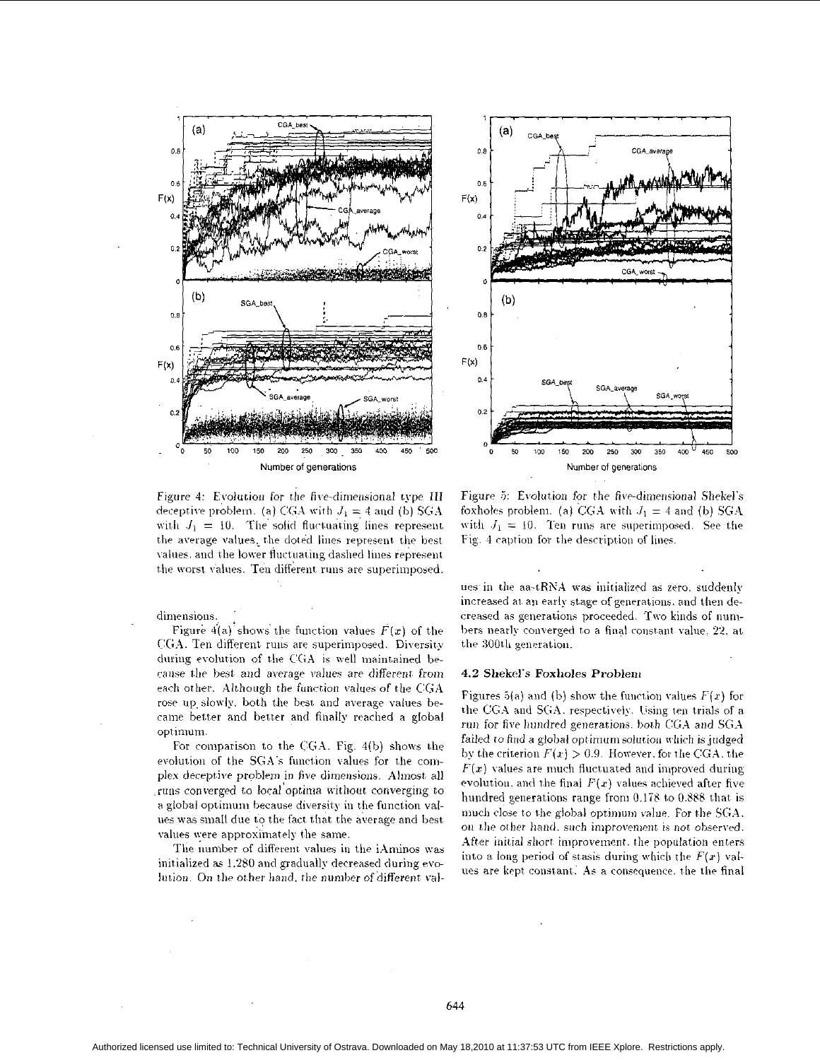Figure 4: Evolution for the five-dimensional type III deceptive problem. (a) CGA with $J_1 = 4$ and (b) SGA with $J_1 = 10$. The solid fluctuating lines represent the average values, the doted lines represent the best values, and the lower fluctuating dashed lines represent the worst values. Ten different runs are superimposed.

Figure 5: Evolution for the five-dimensional Shekel's foxholes problem. (a) CGA with $J_1 = 4$ and (b) SGA with $J_1 = 10$. Ten runs are superimposed. See the Fig. 4 caption for the description of lines.

dimensions.

Figure 4(a) shows the function values $F(x)$ of the CGA. Ten different runs are superimposed. Diversity during evolution of the CGA is well maintained because the best and average values are different from each other. Although the function values of the CGA rose up slowly, both the best and average values became better and better and finally reached a global optimum.

For comparison to the CGA, Fig. 4(b) shows the evolution of the SGA's function values for the complex deceptive problem in five dimensions. Almost all runs converged to local optima without converging to a global optimum because diversity in the function values was small due to the fact that the average and best values were approximately the same.

The number of different values in the iAminos was initialized as 1,280 and gradually decreased during evolution. On the other hand, the number of different values in the aa-tRNA was initialized as zero, suddenly increased at an early stage of generations, and then decreased as generations proceeded. Two kinds of numbers nearly converged to a final constant value, 22, at the 300th generation.

### 4.2 Shekel's Foxholes Problem

Figures 5(a) and (b) show the function values $F(x)$ for the CGA and SGA, respectively. Using ten trials of a run for five hundred generations, both CGA and SGA failed to find a global optimum solution which is judged by the criterion $F(x) > 0.9$. However, for the CGA, the $F(x)$ values are much fluctuated and improved during evolution, and the final $F(x)$ values achieved after five hundred generations range from 0.178 to 0.888 that is much close to the global optimum value. For the SGA, on the other hand, such improvement is not observed. After initial short improvement, the population enters into a long period of stasis during which the $F(x)$ values are kept constant. As a consequence, the the final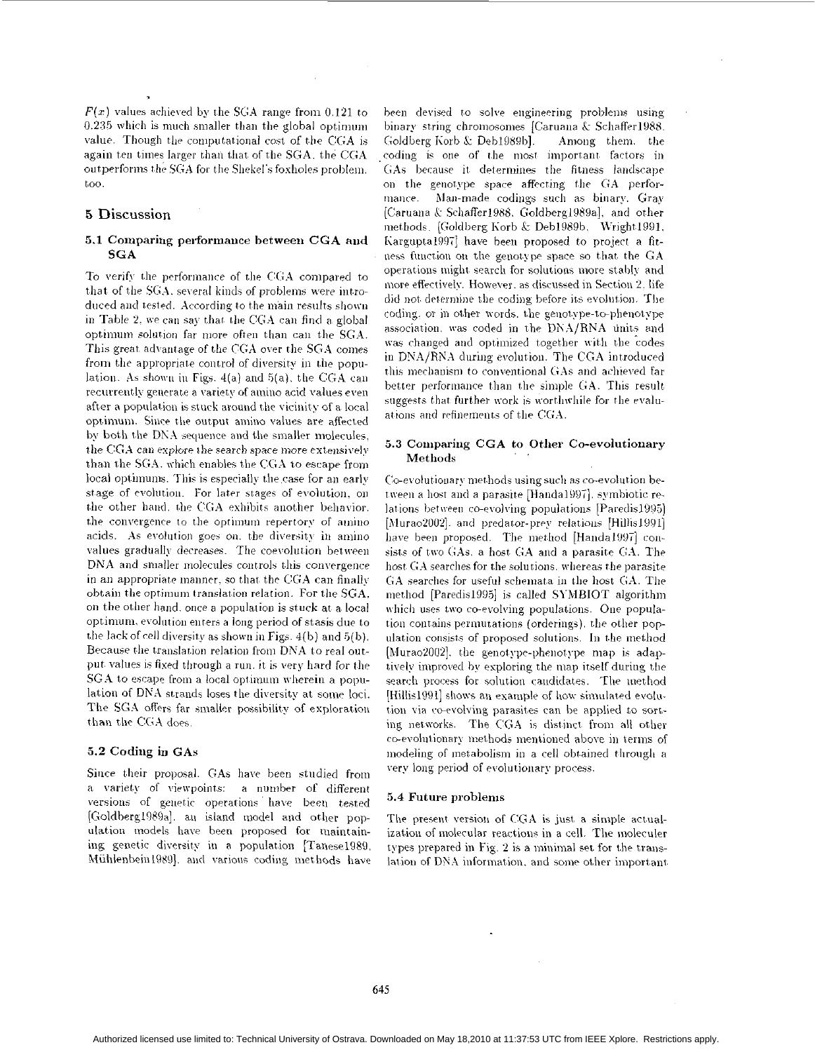$F(x)$ values achieved by the SGA range from 0.121 to 0.235 which is much smaller than the global optimum value. Though the computational cost of the CGA is again ten times larger than that of the SGA, the CGA outperforms the SGA for the Shekel's foxholes problem, too.

## 5 Discussion

### 5.1 Comparing performance between CGA and SGA

To verify the performance of the CGA compared to that of the SGA, several kinds of problems were introduced and tested. According to the main results shown in Table 2, we can say that the CGA can find a global optimum solution far more often than can the SGA. This great advantage of the CGA over the SGA comes from the appropriate control of diversity in the population. As shown in Figs. 4(a) and 5(a), the CGA can recurrently generate a variety of amino acid values even after a population is stuck around the vicinity of a local optimum. Since the output amino values are affected by both the DNA sequence and the smaller molecules, the CGA can explore the search space more extensively than the SGA, which enables the CGA to escape from local optimums. This is especially the case for an early stage of evolution. For later stages of evolution, on the other hand, the CGA exhibits another behavior, the convergence to the optimum repertory of amino acids. As evolution goes on, the diversity in amino values gradually decreases. The coevolution between DNA and smaller molecules controls this convergence in an appropriate manner, so that the CGA can finally obtain the optimum translation relation. For the SGA, on the other hand, once a population is stuck at a local optimum, evolution enters a long period of stasis due to the lack of cell diversity as shown in Figs. 4(b) and 5(b). Because the translation relation from DNA to real output values is fixed through a run, it is very hard for the SGA to escape from a local optimum wherein a population of DNA strands loses the diversity at some loci. The SGA offers far smaller possibility of exploration than the CGA does.

### 5.2 Coding in GAs

Since their proposal, GAs have been studied from a variety of viewpoints: a number of different versions of genetic operations have been tested [Goldberg1989a], an island model and other population models have been proposed for maintaining genetic diversity in a population [Tanese1989, Mühlenbein1989], and various coding methods have been devised to solve engineering problems using binary string chromosomes [Caruana & Schaffer1988, Goldberg Korb & Deb1989b]. Among them, the coding is one of the most important factors in GAs because it determines the fitness landscape on the genotype space affecting the GA performance. Man-made codings such as binary, Gray [Caruana & Schaffer1988, Goldberg1989a], and other methods [Goldberg Korb & Deb1989b, Wright1991, Kargupta1997] have been proposed to project a fitness function on the genotype space so that the GA operations might search for solutions more stably and more effectively. However, as discussed in Section 2, life did not determine the coding before its evolution. The coding, or in other words, the genotype-to-phenotype association, was coded in the DNA/RNA units and was changed and optimized together with the codes in DNA/RNA during evolution. The CGA introduced this mechanism to conventional GAs and achieved far better performance than the simple GA. This result suggests that further work is worthwhile for the evaluations and refinements of the CGA.

### 5.3 Comparing CGA to Other Co-evolutionary Methods

Co-evolutionary methods using such as co-evolution between a host and a parasite [Handa1997], symbiotic relations between co-evolving populations [Paredis1995] [Murao2002], and predator-prey relations [Hillis1991] have been proposed. The method [Handa1997] consists of two GAs, a host GA and a parasite GA. The host GA searches for the solutions, whereas the parasite GA searches for useful schemata in the host GA. The method [Paredis1995] is called SYMBIOT algorithm which uses two co-evolving populations. One population contains permutations (orderings), the other population consists of proposed solutions. In the method [Murao2002], the genotype-phenotype map is adaptively improved by exploring the map itself during the search process for solution candidates. The method [Hillis1991] shows an example of how simulated evolution via co-evolving parasites can be applied to sorting networks. The CGA is distinct from all other co-evolutionary methods mentioned above in terms of modeling of metabolism in a cell obtained through a very long period of evolutionary process.

### 5.4 Future problems

The present version of CGA is just a simple actualization of molecular reactions in a cell. The moleculer types prepared in Fig. 2 is a minimal set for the translation of DNA information, and some other important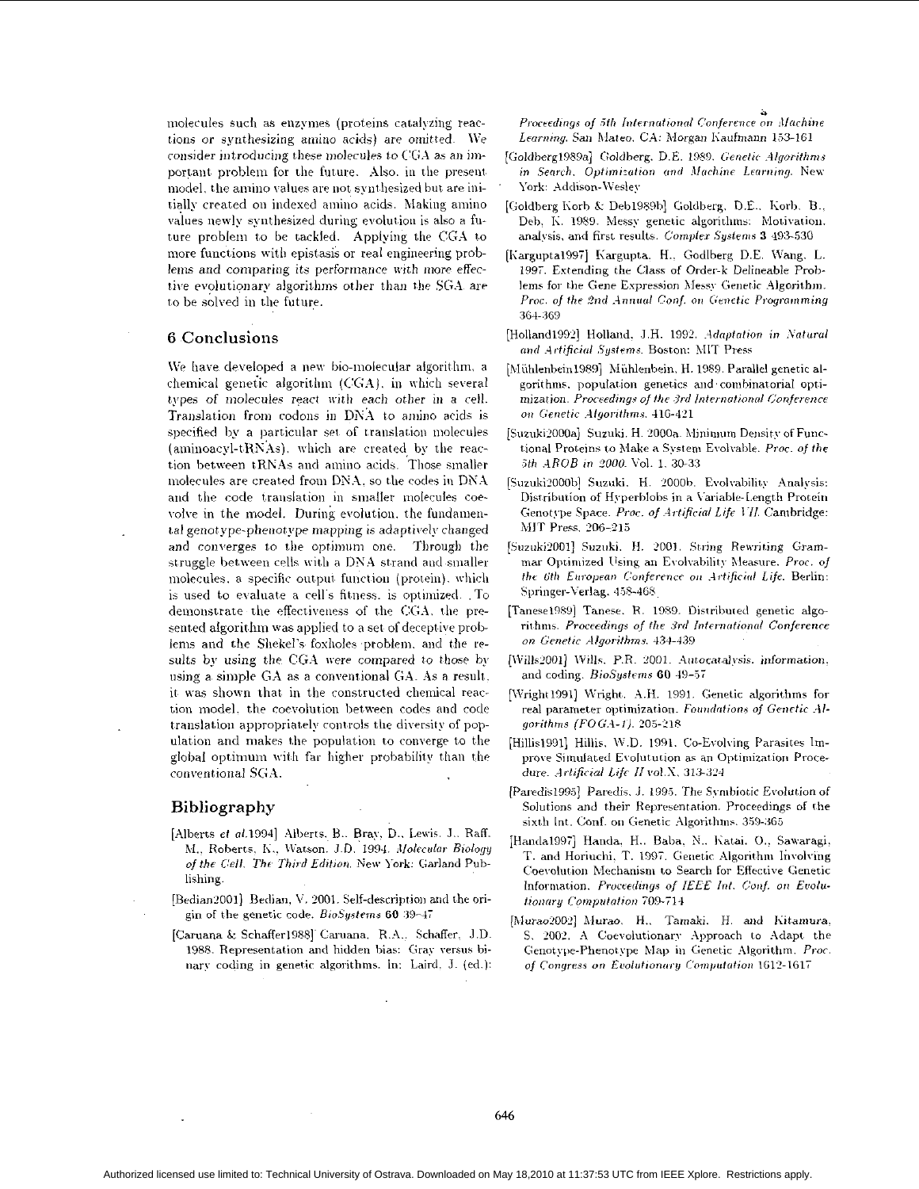molecules such as enzymes (proteins catalyzing reactions or synthesizing amino acids) are omitted. We consider introducing these molecules to CGA as an important problem for the future. Also, in the present model, the amino values are not synthesized but are initially created on indexed amino acids. Making amino values newly synthesized during evolution is also a future problem to be tackled. Applying the CGA to more functions with epistasis or real engineering problems and comparing its performance with more effective evolutionary algorithms other than the SGA are to be solved in the future.

## 6 Conclusions

We have developed a new bio-molecular algorithm, a chemical genetic algorithm (CGA), in which several types of molecules react with each other in a cell. Translation from codons in DNA to amino acids is specified by a particular set of translation molecules (aminoacyl-tRNAs), which are created by the reaction between tRNAs and amino acids. Those smaller molecules are created from DNA, so the codes in DNA and the code translation in smaller molecules coevolve in the model. During evolution, the fundamental *genotype-phenotype mapping* is *adaptively* changed and converges to the optimum one. Through the struggle between cells with a DNA strand and smaller molecules, a specific output function (protein), which is used to evaluate a cell's fitness, is optimized. To demonstrate the effectiveness of the CGA, the presented algorithm was applied to a set of deceptive problems and the Shekel's foxholes problem, and the results by using the CGA were compared to those by using a simple GA as a conventional GA. As a result, it was shown that in the constructed chemical reaction model, the coevolution between codes and code translation appropriately controls the diversity of population and makes the population to converge to the global optimum with far higher probability than the conventional SGA.

## Bibliography

[Alberts *et al.*1994] Alberts, B., Bray, D., Lewis, J., Raff, M., Roberts, K., Watson, J.D. 1994. *Molecular Biology of the Cell. The Third Edition.* New York: Garland Publishing.

[Bedian2001] Bedian, V. 2001. Self-description and the origin of the genetic code. *BioSystems* **60** 39-47

[Caruana & Schaffer1988] Caruana, R.A., Schaffer, J.D. 1988. Representation and hidden bias: Gray versus binary coding in genetic algorithms. In: Laird, J. (ed.): *Proceedings of 5th International Conference on Machine Learning.* San Mateo, CA: Morgan Kaufmann 153-161

[Goldberg1989a] Goldberg, D.E. 1989. *Genetic Algorithms in Search, Optimization and Machine Learning.* New York: Addison-Wesley

[Goldberg Korb & Deb1989b] Goldberg, D.E., Korb, B., Deb, K. 1989. Messy genetic algorithms: Motivation, analysis, and first results. *Complex Systems* **3** 493-530

[Kargupta1997] Kargupta, H., Godlberg D.E. Wang, L. 1997. Extending the Class of Order-k Delineable Problems for the Gene Expression Messy Genetic Algorithm. *Proc. of the 2nd Annual Conf. on Genetic Programming* 364-369

[Holland1992] Holland, J.H. 1992. *Adaptation in Natural and Artificial Systems.* Boston: MIT Press

[Mühlenbein1989] Mühlenbein, H. 1989. Parallel genetic algorithms, population genetics and combinatorial optimization. *Proceedings of the 3rd International Conference on Genetic Algorithms.* 416-421

[Suzuki2000a] Suzuki, H. 2000a. Minimum Density of Functional Proteins to Make a System Evolvable. *Proc. of the 5th AROB in 2000.* Vol. 1. 30-33

[Suzuki2000b] Suzuki, H. 2000b. Evolvability Analysis: Distribution of Hyperblobs in a Variable-Length Protein Genotype Space. *Proc. of Artificial Life VII.* Cambridge: MIT Press. 206-215

[Suzuki2001] Suzuki, H. 2001. String Rewriting Grammar Optimized Using an Evolvability Measure. *Proc. of the 6th European Conference on Artificial Life.* Berlin: Springer-Verlag. 458-468

[Tanese1989] Tanese, R. 1989. Distributed genetic algorithms. *Proceedings of the 3rd International Conference on Genetic Algorithms.* 434-439

[Wills2001] Wills, P.R. 2001. Autocatalysis, information, and coding. *BioSystems* **60** 49-57

[Wright1991] Wright, A.H. 1991. Genetic algorithms for real parameter optimization. *Foundations of Genetic Algorithms (FOGA-1).* 205-218

[Hillis1991] Hillis, W.D. 1991. Co-Evolving Parasites Improve Simulated Evolutution as an Optimization Procedure. *Artificial Life II* vol.X, 313-324

[Paredis1995] Paredis, J. 1995. The Symbiotic Evolution of Solutions and their Representation. Proceedings of the sixth Int. Conf. on Genetic Algorithms. 359-365

[Handa1997] Handa, H., Baba, N., Katai, O., Sawaragi, T. and Horiuchi, T. 1997. Genetic Algorithm Involving Coevolution Mechanism to Search for Effective Genetic Information. *Proceedings of IEEE Int. Conf. on Evolutionary Computation* 709-714

[Murao2002] Murao, H., Tamaki, H. and Kitamura, S. 2002. A Coevolutionary Approach to Adapt the Genotype-Phenotype Map in Genetic Algorithm. *Proc. of Congress on Evolutionary Computation* 1612-1617